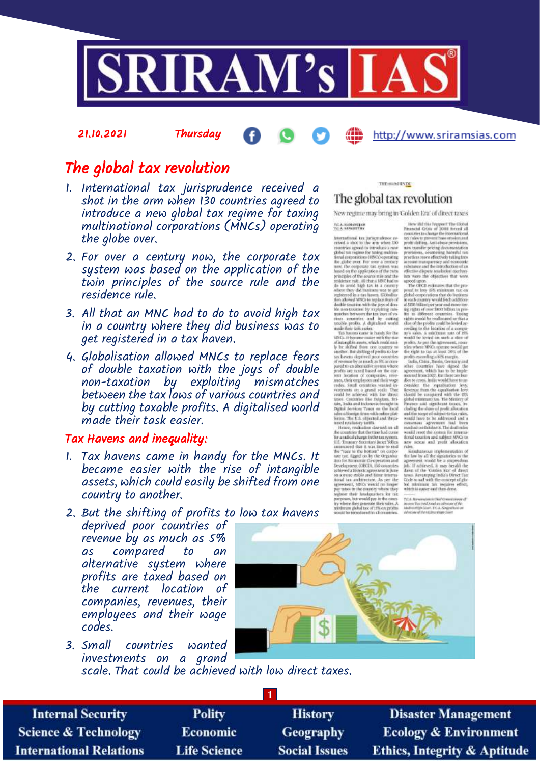21.10.2021 Thursday http://www.sriramsias.com

# The global tax revolution

1. International tax jurisprudence received a shot in the arm when 130 countries agreed to introduce a new global tax regime for taxing multinational corporations (MNCs) operating the globe over.
2. For over a century now, the corporate tax system was based on the application of the twin principles of the source rule and the residence rule.
3. All that an MNC had to do to avoid high tax in a country where they did business was to get registered in a tax haven.
4. Globalisation allowed MNCs to replace fears of double taxation with the joys of double non-taxation by exploiting mismatches between the tax laws of various countries and by cutting taxable profits. A digitalised world made their task easier.

## Tax Havens and inequality:

1. Tax havens came in handy for the MNCs. It became easier with the rise of intangible assets, which could easily be shifted from one country to another.
2. But the shifting of profits to low tax havens deprived poor countries of revenue by as much as 5% as compared to an alternative system where profits are taxed based on the current location of companies, revenues, their employees and their wage codes.
3. Small countries wanted investments on a grand scale. That could be achieved with low direct taxes.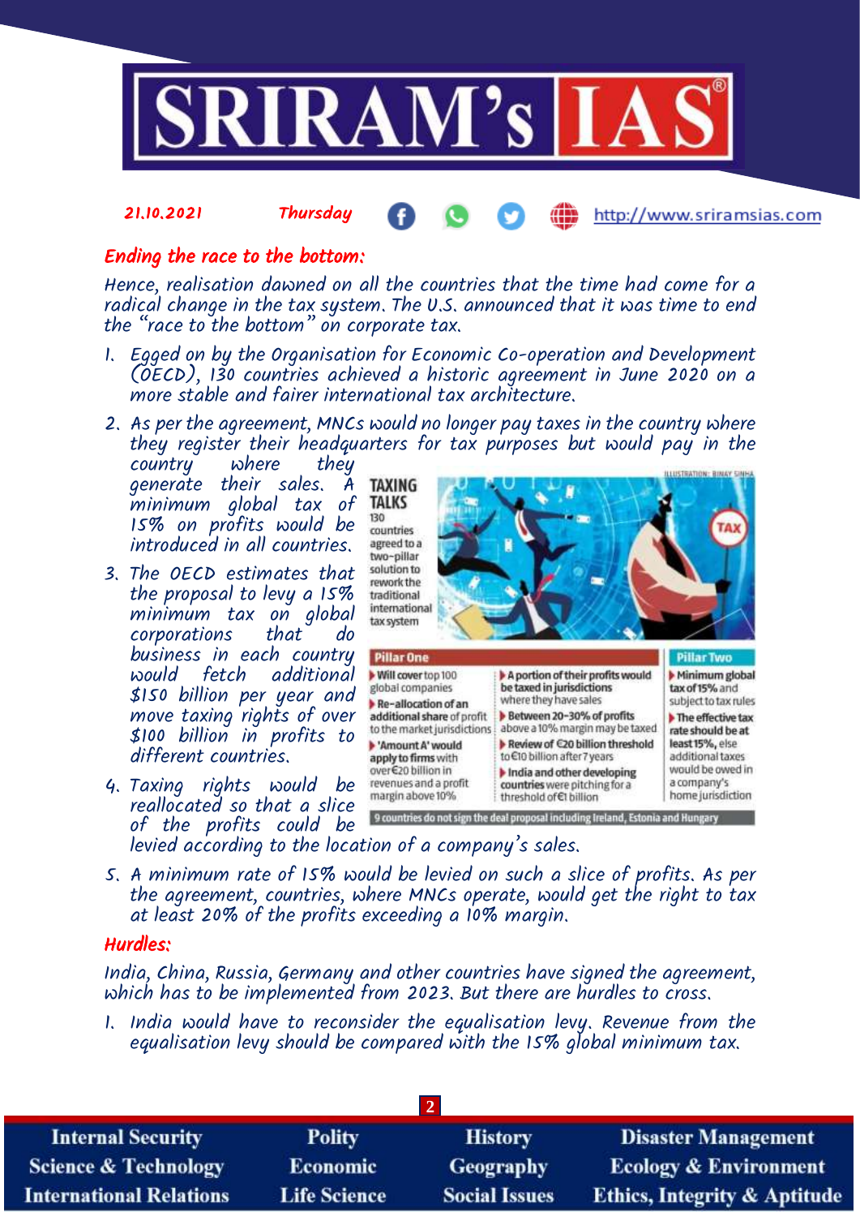21.10.2021 Thursday http://www.sriramsias.com

## Ending the race to the bottom:

Hence, realisation dawned on all the countries that the time had come for a radical change in the tax system. The U.S. announced that it was time to end the "race to the bottom" on corporate tax.

1. Egged on by the Organisation for Economic Co-operation and Development (OECD), 130 countries achieved a historic agreement in June 2020 on a more stable and fairer international tax architecture.
2. As per the agreement, MNCs would no longer pay taxes in the country where they register their headquarters for tax purposes but would pay in the country where they generate their sales. A minimum global tax of 15% on profits would be introduced in all countries.
3. The OECD estimates that the proposal to levy a 15% minimum tax on global corporations that do business in each country would fetch additional $150 billion per year and move taxing rights of over $100 billion in profits to different countries.
4. Taxing rights would be reallocated so that a slice of the profits could be levied according to the location of a company's sales.
5. A minimum rate of 15% would be levied on such a slice of profits. As per the agreement, countries, where MNCs operate, would get the right to tax at least 20% of the profits exceeding a 10% margin.

**TAXING TALKS**

130 countries agreed to a two-pillar solution to rework the traditional international tax system

ILLUSTRATION: BINAY SINHA

| Pillar One | | Pillar Two |
|---|---|---|
| Will cover top 100 global companies | A portion of their profits would be taxed in jurisdictions where they have sales | Minimum global tax of 15% and subject to tax rules |
| Re-allocation of an additional share of profit to the market jurisdictions | Between 20-30% of profits above a 10% margin may be taxed | The effective tax rate should be at least 15%, else additional taxes would be owed in a company's home jurisdiction |
| 'Amount A' would apply to firms with over €20 billion in revenues and a profit margin above 10% | Review of €20 billion threshold to €10 billion after 7 years | |
| | India and other developing countries were pitching for a threshold of €1 billion | |

9 countries do not sign the deal proposal including Ireland, Estonia and Hungary

## Hurdles:

India, China, Russia, Germany and other countries have signed the agreement, which has to be implemented from 2023. But there are hurdles to cross.

1. India would have to reconsider the equalisation levy. Revenue from the equalisation levy should be compared with the 15% global minimum tax.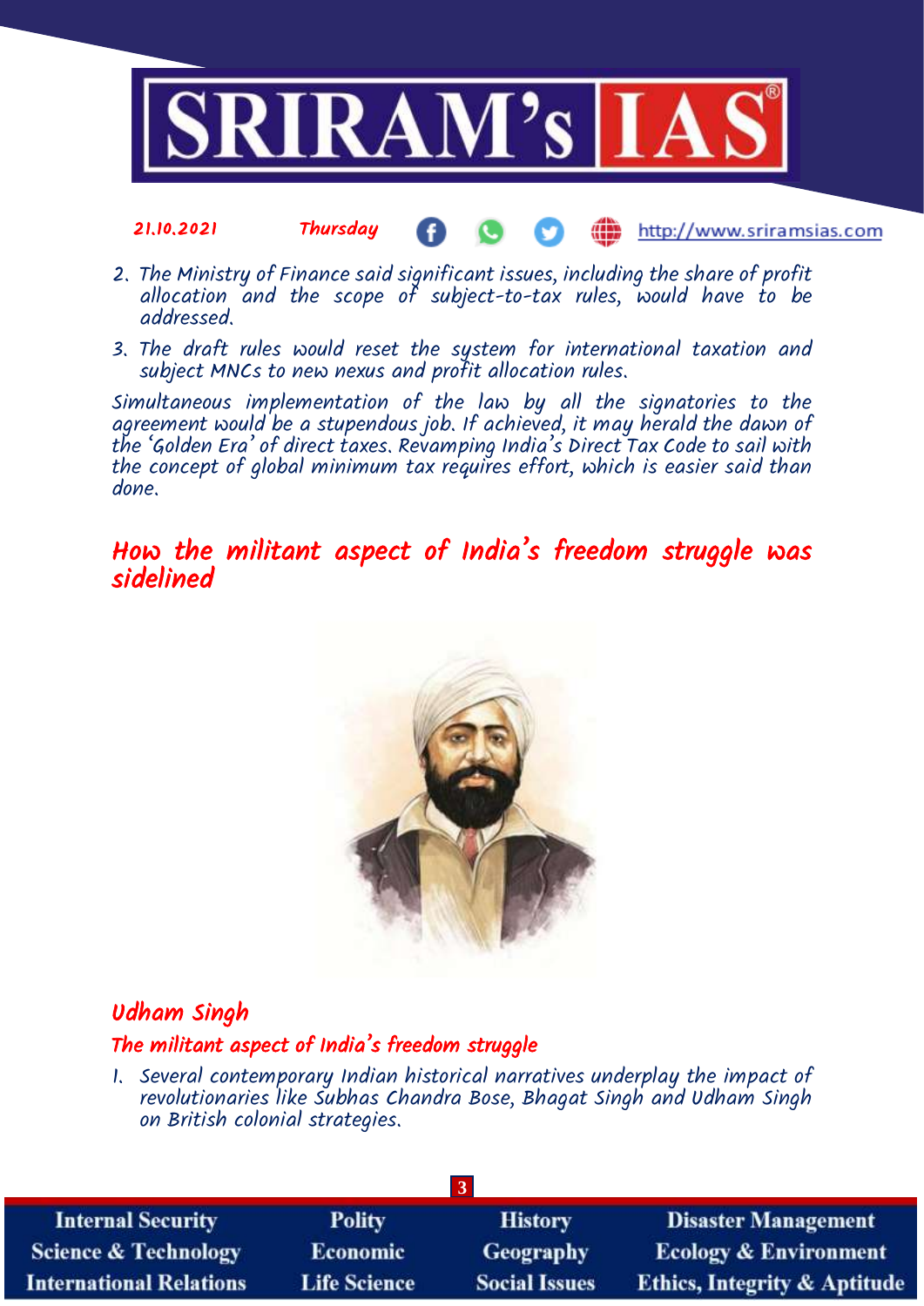2. The Ministry of Finance said significant issues, including the share of profit allocation and the scope of subject-to-tax rules, would have to be addressed.
3. The draft rules would reset the system for international taxation and subject MNCs to new nexus and profit allocation rules.

Simultaneous implementation of the law by all the signatories to the agreement would be a stupendous job. If achieved, it may herald the dawn of the 'Golden Era' of direct taxes. Revamping India's Direct Tax Code to sail with the concept of global minimum tax requires effort, which is easier said than done.

## How the militant aspect of India's freedom struggle was sidelined

### Udham Singh

#### The militant aspect of India's freedom struggle

1. Several contemporary Indian historical narratives underplay the impact of revolutionaries like Subhas Chandra Bose, Bhagat Singh and Udham Singh on British colonial strategies.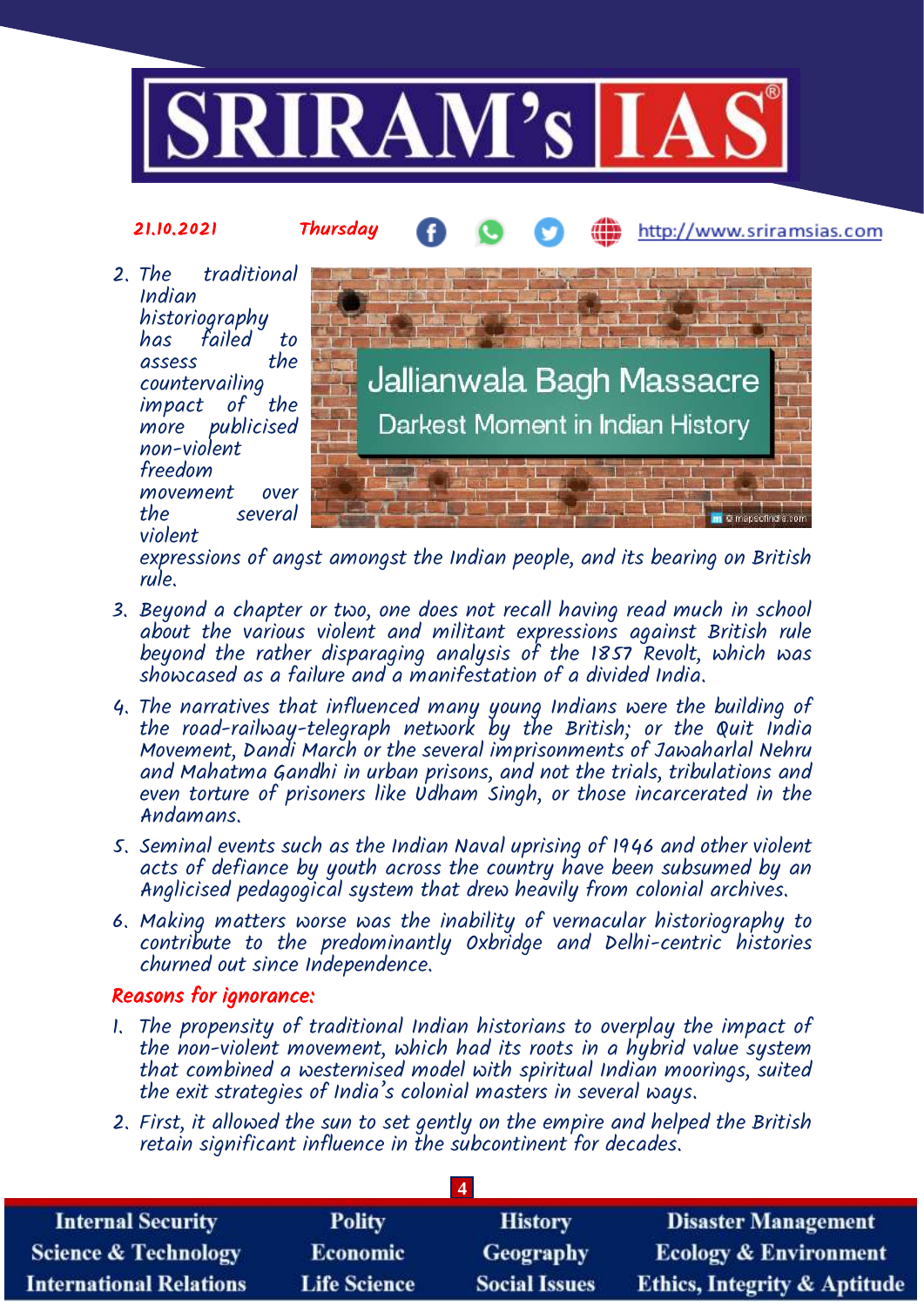2. The traditional Indian historiography has failed to assess the countervailing impact of the more publicised non-violent freedom movement over the several violent expressions of angst amongst the Indian people, and its bearing on British rule.
3. Beyond a chapter or two, one does not recall having read much in school about the various violent and militant expressions against British rule beyond the rather disparaging analysis of the 1857 Revolt, which was showcased as a failure and a manifestation of a divided India.
4. The narratives that influenced many young Indians were the building of the road-railway-telegraph network by the British; or the Quit India Movement, Dandi March or the several imprisonments of Jawaharlal Nehru and Mahatma Gandhi in urban prisons, and not the trials, tribulations and even torture of prisoners like Udham Singh, or those incarcerated in the Andamans.
5. Seminal events such as the Indian Naval uprising of 1946 and other violent acts of defiance by youth across the country have been subsumed by an Anglicised pedagogical system that drew heavily from colonial archives.
6. Making matters worse was the inability of vernacular historiography to contribute to the predominantly Oxbridge and Delhi-centric histories churned out since Independence.

## Reasons for ignorance:

1. The propensity of traditional Indian historians to overplay the impact of the non-violent movement, which had its roots in a hybrid value system that combined a westernised model with spiritual Indian moorings, suited the exit strategies of India's colonial masters in several ways.
2. First, it allowed the sun to set gently on the empire and helped the British retain significant influence in the subcontinent for decades.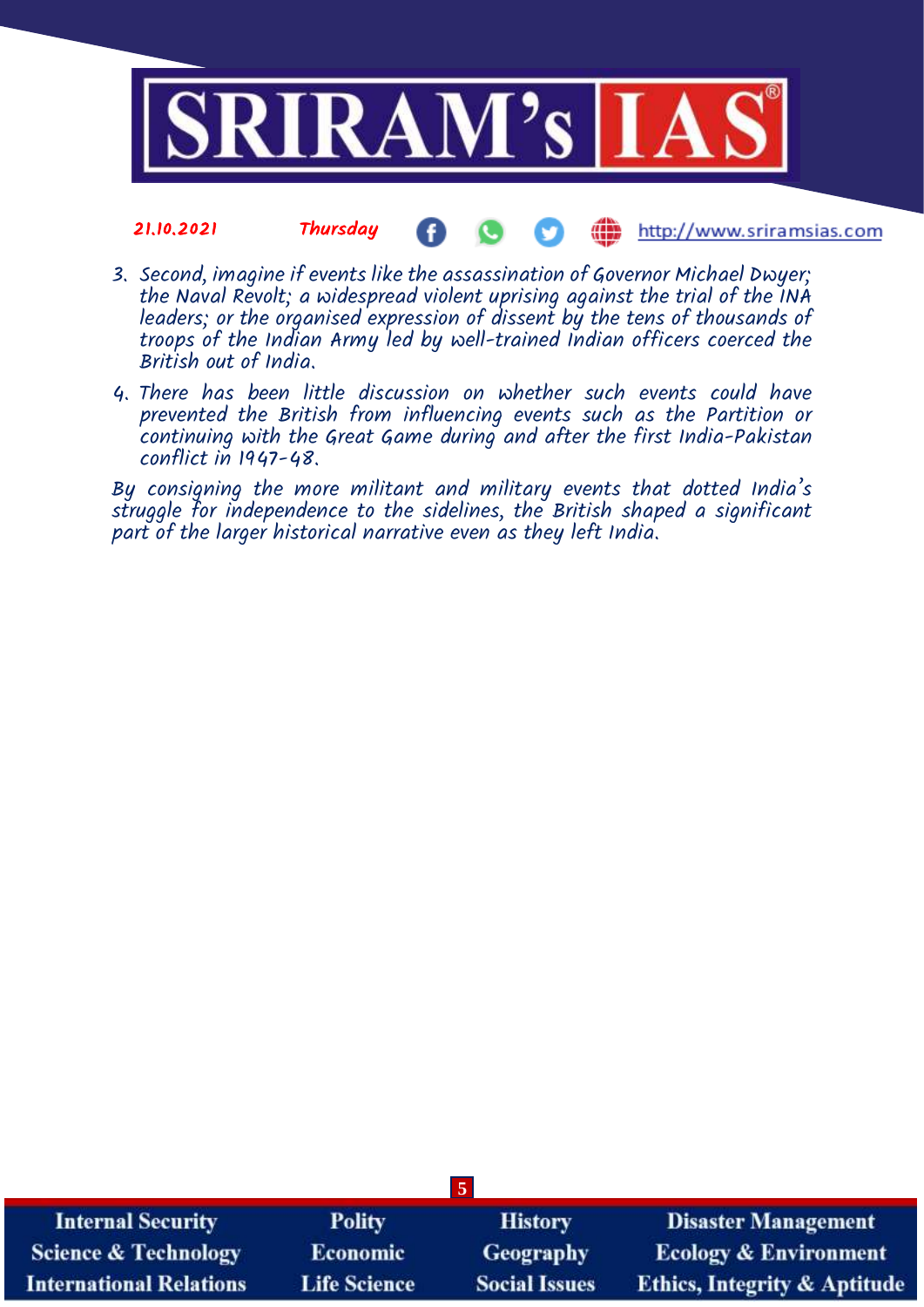3. Second, imagine if events like the assassination of Governor Michael Dwyer; the Naval Revolt; a widespread violent uprising against the trial of the INA leaders; or the organised expression of dissent by the tens of thousands of troops of the Indian Army led by well-trained Indian officers coerced the British out of India.
4. There has been little discussion on whether such events could have prevented the British from influencing events such as the Partition or continuing with the Great Game during and after the first India-Pakistan conflict in 1947-48.

By consigning the more militant and military events that dotted India's struggle for independence to the sidelines, the British shaped a significant part of the larger historical narrative even as they left India.